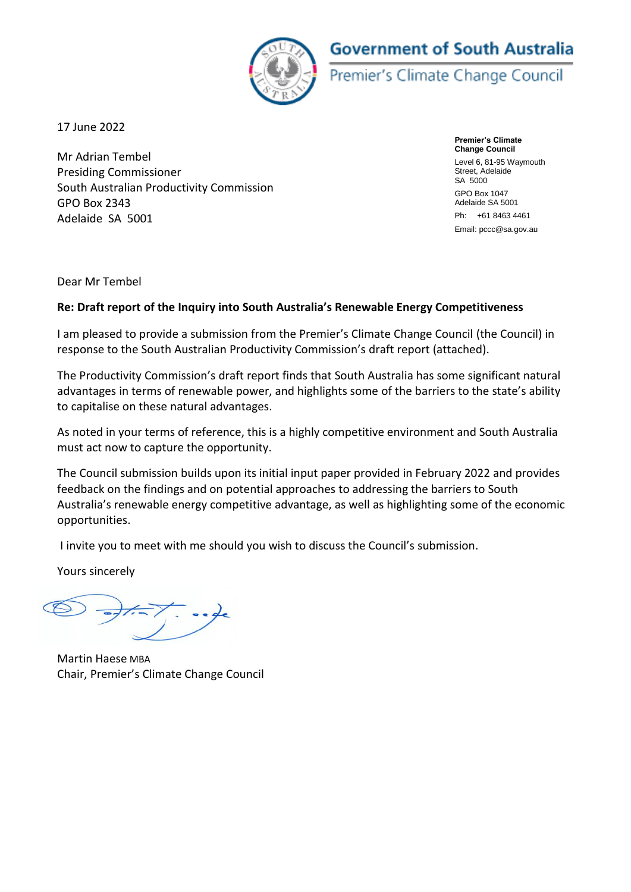**Government of South Australia**
Premier's Climate Change Council

17 June 2022

**Premier's Climate Change Council**
Level 6, 81-95 Waymouth Street, Adelaide
SA 5000
GPO Box 1047
Adelaide SA 5001
Ph: +61 8463 4461
Email: pccc@sa.gov.au

Mr Adrian Tembel
Presiding Commissioner
South Australian Productivity Commission
GPO Box 2343
Adelaide SA 5001

Dear Mr Tembel

**Re: Draft report of the Inquiry into South Australia's Renewable Energy Competitiveness**

I am pleased to provide a submission from the Premier's Climate Change Council (the Council) in response to the South Australian Productivity Commission's draft report (attached).

The Productivity Commission's draft report finds that South Australia has some significant natural advantages in terms of renewable power, and highlights some of the barriers to the state's ability to capitalise on these natural advantages.

As noted in your terms of reference, this is a highly competitive environment and South Australia must act now to capture the opportunity.

The Council submission builds upon its initial input paper provided in February 2022 and provides feedback on the findings and on potential approaches to addressing the barriers to South Australia's renewable energy competitive advantage, as well as highlighting some of the economic opportunities.

I invite you to meet with me should you wish to discuss the Council's submission.

Yours sincerely

Martin Haese MBA
Chair, Premier's Climate Change Council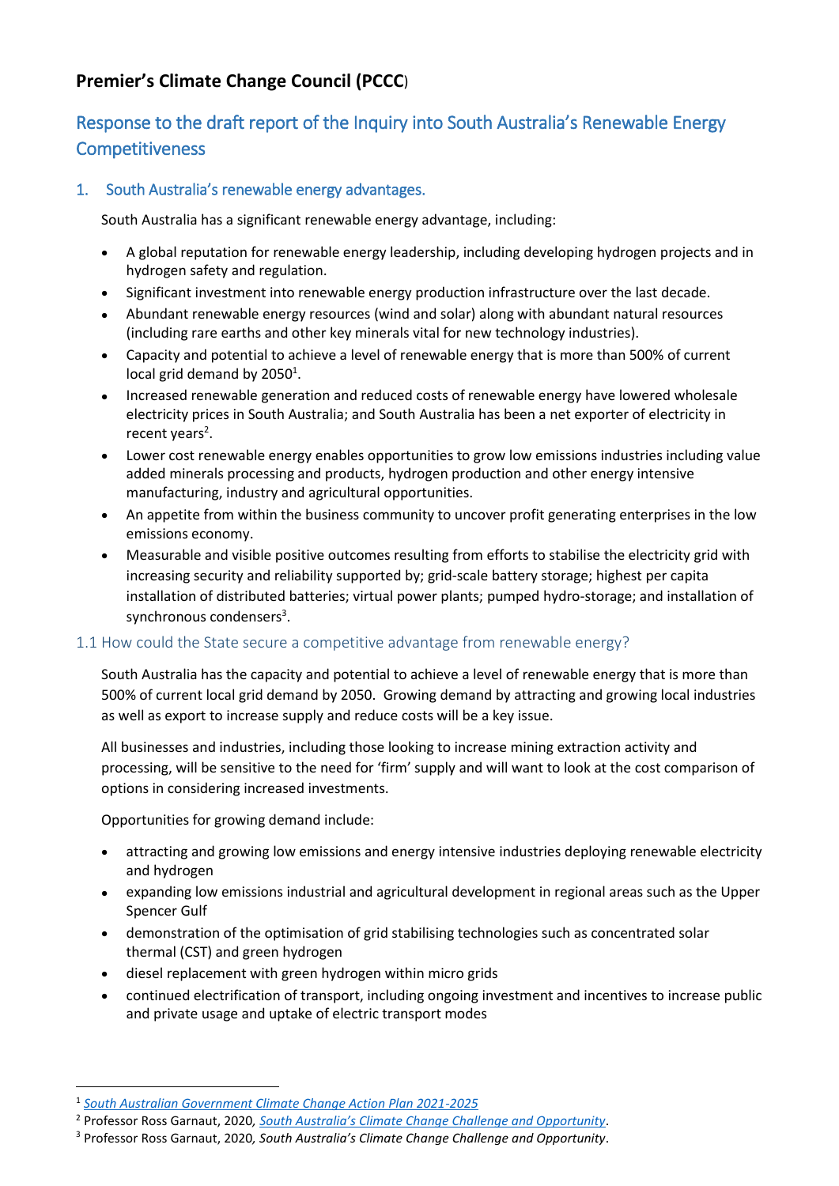# Premier's Climate Change Council (PCCC)

## Response to the draft report of the Inquiry into South Australia's Renewable Energy Competitiveness

### 1. South Australia's renewable energy advantages.

South Australia has a significant renewable energy advantage, including:

- A global reputation for renewable energy leadership, including developing hydrogen projects and in hydrogen safety and regulation.
- Significant investment into renewable energy production infrastructure over the last decade.
- Abundant renewable energy resources (wind and solar) along with abundant natural resources (including rare earths and other key minerals vital for new technology industries).
- Capacity and potential to achieve a level of renewable energy that is more than 500% of current local grid demand by 2050[1].
- Increased renewable generation and reduced costs of renewable energy have lowered wholesale electricity prices in South Australia; and South Australia has been a net exporter of electricity in recent years[2].
- Lower cost renewable energy enables opportunities to grow low emissions industries including value added minerals processing and products, hydrogen production and other energy intensive manufacturing, industry and agricultural opportunities.
- An appetite from within the business community to uncover profit generating enterprises in the low emissions economy.
- Measurable and visible positive outcomes resulting from efforts to stabilise the electricity grid with increasing security and reliability supported by; grid-scale battery storage; highest per capita installation of distributed batteries; virtual power plants; pumped hydro-storage; and installation of synchronous condensers[3].

### 1.1 How could the State secure a competitive advantage from renewable energy?

South Australia has the capacity and potential to achieve a level of renewable energy that is more than 500% of current local grid demand by 2050. Growing demand by attracting and growing local industries as well as export to increase supply and reduce costs will be a key issue.

All businesses and industries, including those looking to increase mining extraction activity and processing, will be sensitive to the need for 'firm' supply and will want to look at the cost comparison of options in considering increased investments.

Opportunities for growing demand include:

- attracting and growing low emissions and energy intensive industries deploying renewable electricity and hydrogen
- expanding low emissions industrial and agricultural development in regional areas such as the Upper Spencer Gulf
- demonstration of the optimisation of grid stabilising technologies such as concentrated solar thermal (CST) and green hydrogen
- diesel replacement with green hydrogen within micro grids
- continued electrification of transport, including ongoing investment and incentives to increase public and private usage and uptake of electric transport modes

---

[1] *South Australian Government Climate Change Action Plan 2021-2025*

[2] Professor Ross Garnaut, 2020, *South Australia's Climate Change Challenge and Opportunity*.

[3] Professor Ross Garnaut, 2020, *South Australia's Climate Change Challenge and Opportunity*.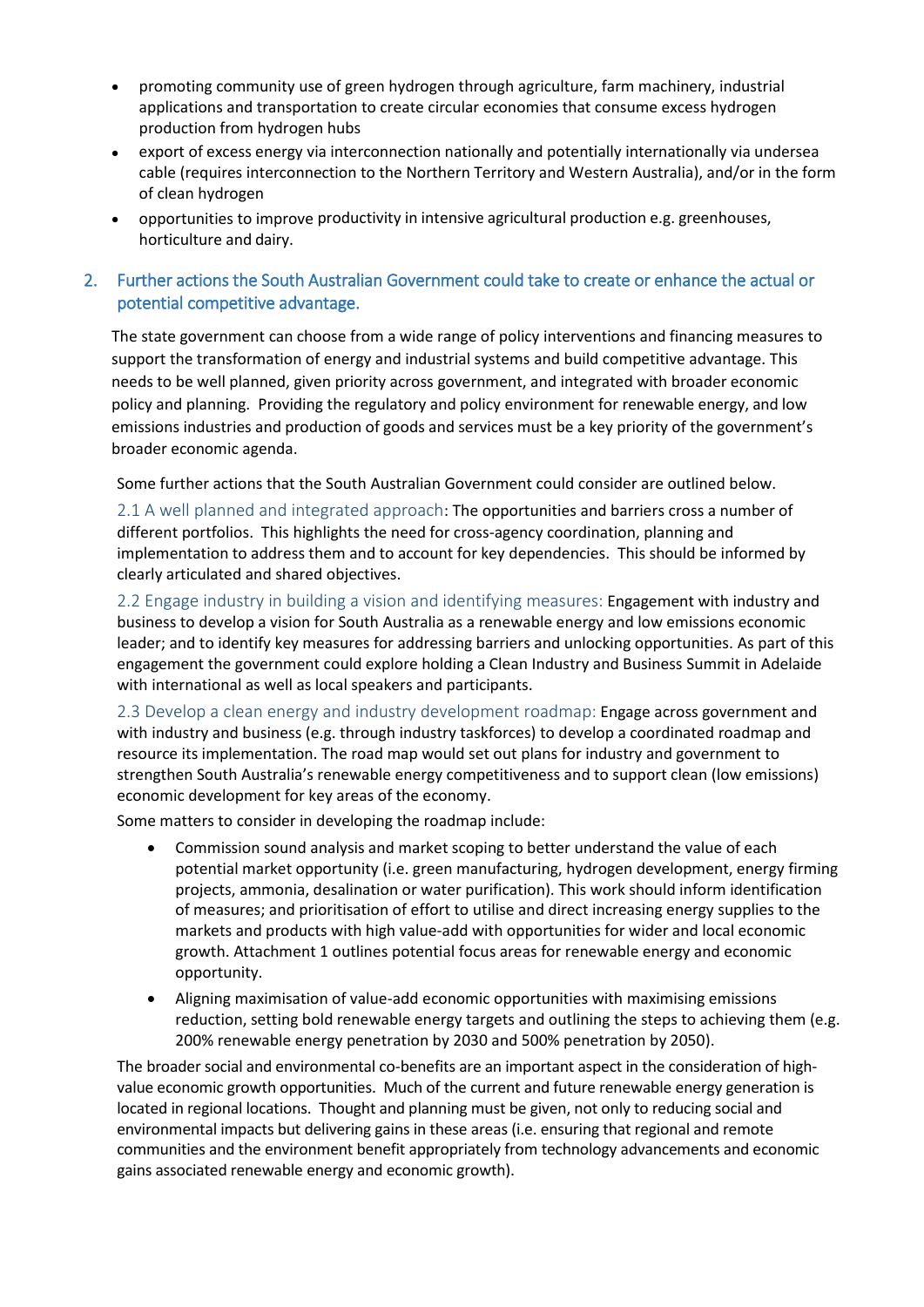- promoting community use of green hydrogen through agriculture, farm machinery, industrial applications and transportation to create circular economies that consume excess hydrogen production from hydrogen hubs
- export of excess energy via interconnection nationally and potentially internationally via undersea cable (requires interconnection to the Northern Territory and Western Australia), and/or in the form of clean hydrogen
- opportunities to improve productivity in intensive agricultural production e.g. greenhouses, horticulture and dairy.

## 2. Further actions the South Australian Government could take to create or enhance the actual or potential competitive advantage.

The state government can choose from a wide range of policy interventions and financing measures to support the transformation of energy and industrial systems and build competitive advantage. This needs to be well planned, given priority across government, and integrated with broader economic policy and planning. Providing the regulatory and policy environment for renewable energy, and low emissions industries and production of goods and services must be a key priority of the government's broader economic agenda.

Some further actions that the South Australian Government could consider are outlined below.

**2.1 A well planned and integrated approach**: The opportunities and barriers cross a number of different portfolios. This highlights the need for cross-agency coordination, planning and implementation to address them and to account for key dependencies. This should be informed by clearly articulated and shared objectives.

**2.2 Engage industry in building a vision and identifying measures:** Engagement with industry and business to develop a vision for South Australia as a renewable energy and low emissions economic leader; and to identify key measures for addressing barriers and unlocking opportunities. As part of this engagement the government could explore holding a Clean Industry and Business Summit in Adelaide with international as well as local speakers and participants.

**2.3 Develop a clean energy and industry development roadmap:** Engage across government and with industry and business (e.g. through industry taskforces) to develop a coordinated roadmap and resource its implementation. The road map would set out plans for industry and government to strengthen South Australia's renewable energy competitiveness and to support clean (low emissions) economic development for key areas of the economy.

Some matters to consider in developing the roadmap include:

- Commission sound analysis and market scoping to better understand the value of each potential market opportunity (i.e. green manufacturing, hydrogen development, energy firming projects, ammonia, desalination or water purification). This work should inform identification of measures; and prioritisation of effort to utilise and direct increasing energy supplies to the markets and products with high value-add with opportunities for wider and local economic growth. Attachment 1 outlines potential focus areas for renewable energy and economic opportunity.
- Aligning maximisation of value-add economic opportunities with maximising emissions reduction, setting bold renewable energy targets and outlining the steps to achieving them (e.g. 200% renewable energy penetration by 2030 and 500% penetration by 2050).

The broader social and environmental co-benefits are an important aspect in the consideration of high-value economic growth opportunities. Much of the current and future renewable energy generation is located in regional locations. Thought and planning must be given, not only to reducing social and environmental impacts but delivering gains in these areas (i.e. ensuring that regional and remote communities and the environment benefit appropriately from technology advancements and economic gains associated renewable energy and economic growth).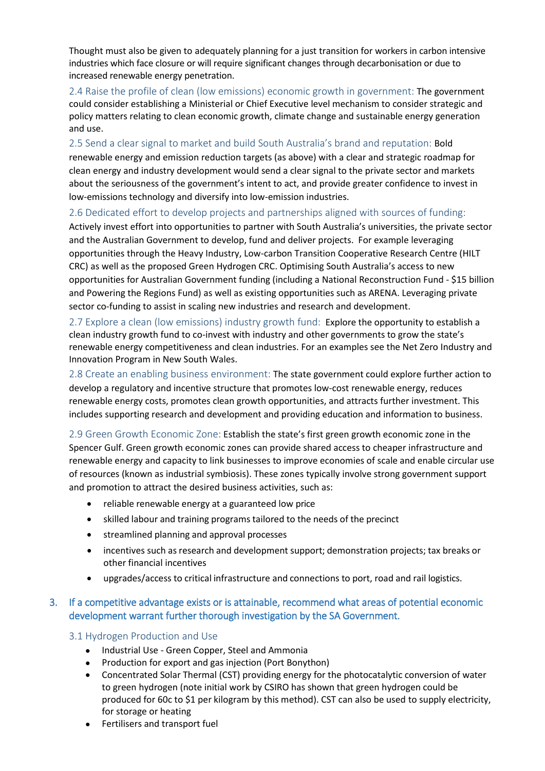Thought must also be given to adequately planning for a just transition for workers in carbon intensive industries which face closure or will require significant changes through decarbonisation or due to increased renewable energy penetration.

2.4 Raise the profile of clean (low emissions) economic growth in government: The government could consider establishing a Ministerial or Chief Executive level mechanism to consider strategic and policy matters relating to clean economic growth, climate change and sustainable energy generation and use.

2.5 Send a clear signal to market and build South Australia's brand and reputation: Bold renewable energy and emission reduction targets (as above) with a clear and strategic roadmap for clean energy and industry development would send a clear signal to the private sector and markets about the seriousness of the government's intent to act, and provide greater confidence to invest in low-emissions technology and diversify into low-emission industries.

2.6 Dedicated effort to develop projects and partnerships aligned with sources of funding: Actively invest effort into opportunities to partner with South Australia's universities, the private sector and the Australian Government to develop, fund and deliver projects. For example leveraging opportunities through the Heavy Industry, Low-carbon Transition Cooperative Research Centre (HILT CRC) as well as the proposed Green Hydrogen CRC. Optimising South Australia's access to new opportunities for Australian Government funding (including a National Reconstruction Fund - $15 billion and Powering the Regions Fund) as well as existing opportunities such as ARENA. Leveraging private sector co-funding to assist in scaling new industries and research and development.

2.7 Explore a clean (low emissions) industry growth fund: Explore the opportunity to establish a clean industry growth fund to co-invest with industry and other governments to grow the state's renewable energy competitiveness and clean industries. For an examples see the Net Zero Industry and Innovation Program in New South Wales.

2.8 Create an enabling business environment: The state government could explore further action to develop a regulatory and incentive structure that promotes low-cost renewable energy, reduces renewable energy costs, promotes clean growth opportunities, and attracts further investment. This includes supporting research and development and providing education and information to business.

2.9 Green Growth Economic Zone: Establish the state's first green growth economic zone in the Spencer Gulf. Green growth economic zones can provide shared access to cheaper infrastructure and renewable energy and capacity to link businesses to improve economies of scale and enable circular use of resources (known as industrial symbiosis). These zones typically involve strong government support and promotion to attract the desired business activities, such as:

- reliable renewable energy at a guaranteed low price
- skilled labour and training programs tailored to the needs of the precinct
- streamlined planning and approval processes
- incentives such as research and development support; demonstration projects; tax breaks or other financial incentives
- upgrades/access to critical infrastructure and connections to port, road and rail logistics.

## 3. If a competitive advantage exists or is attainable, recommend what areas of potential economic development warrant further thorough investigation by the SA Government.

### 3.1 Hydrogen Production and Use

- Industrial Use - Green Copper, Steel and Ammonia
- Production for export and gas injection (Port Bonython)
- Concentrated Solar Thermal (CST) providing energy for the photocatalytic conversion of water to green hydrogen (note initial work by CSIRO has shown that green hydrogen could be produced for 60c to $1 per kilogram by this method). CST can also be used to supply electricity, for storage or heating
- Fertilisers and transport fuel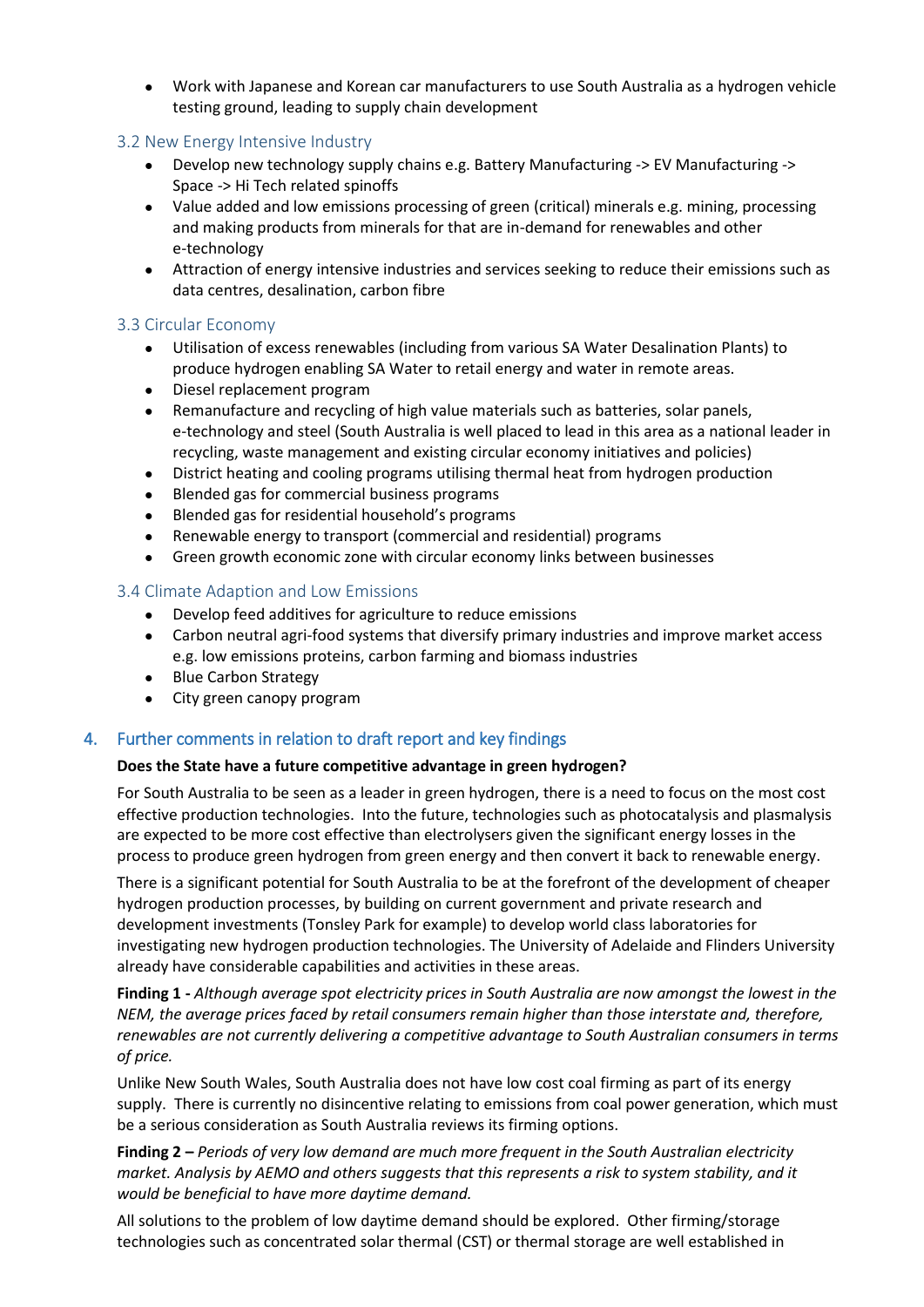- Work with Japanese and Korean car manufacturers to use South Australia as a hydrogen vehicle testing ground, leading to supply chain development

### 3.2 New Energy Intensive Industry

- Develop new technology supply chains e.g. Battery Manufacturing -> EV Manufacturing -> Space -> Hi Tech related spinoffs
- Value added and low emissions processing of green (critical) minerals e.g. mining, processing and making products from minerals for that are in-demand for renewables and other e-technology
- Attraction of energy intensive industries and services seeking to reduce their emissions such as data centres, desalination, carbon fibre

### 3.3 Circular Economy

- Utilisation of excess renewables (including from various SA Water Desalination Plants) to produce hydrogen enabling SA Water to retail energy and water in remote areas.
- Diesel replacement program
- Remanufacture and recycling of high value materials such as batteries, solar panels, e-technology and steel (South Australia is well placed to lead in this area as a national leader in recycling, waste management and existing circular economy initiatives and policies)
- District heating and cooling programs utilising thermal heat from hydrogen production
- Blended gas for commercial business programs
- Blended gas for residential household's programs
- Renewable energy to transport (commercial and residential) programs
- Green growth economic zone with circular economy links between businesses

### 3.4 Climate Adaption and Low Emissions

- Develop feed additives for agriculture to reduce emissions
- Carbon neutral agri-food systems that diversify primary industries and improve market access e.g. low emissions proteins, carbon farming and biomass industries
- Blue Carbon Strategy
- City green canopy program

## 4. Further comments in relation to draft report and key findings

**Does the State have a future competitive advantage in green hydrogen?**

For South Australia to be seen as a leader in green hydrogen, there is a need to focus on the most cost effective production technologies. Into the future, technologies such as photocatalysis and plasmalysis are expected to be more cost effective than electrolysers given the significant energy losses in the process to produce green hydrogen from green energy and then convert it back to renewable energy.

There is a significant potential for South Australia to be at the forefront of the development of cheaper hydrogen production processes, by building on current government and private research and development investments (Tonsley Park for example) to develop world class laboratories for investigating new hydrogen production technologies. The University of Adelaide and Flinders University already have considerable capabilities and activities in these areas.

**Finding 1 -** *Although average spot electricity prices in South Australia are now amongst the lowest in the NEM, the average prices faced by retail consumers remain higher than those interstate and, therefore, renewables are not currently delivering a competitive advantage to South Australian consumers in terms of price.*

Unlike New South Wales, South Australia does not have low cost coal firming as part of its energy supply. There is currently no disincentive relating to emissions from coal power generation, which must be a serious consideration as South Australia reviews its firming options.

**Finding 2 –** *Periods of very low demand are much more frequent in the South Australian electricity market. Analysis by AEMO and others suggests that this represents a risk to system stability, and it would be beneficial to have more daytime demand.*

All solutions to the problem of low daytime demand should be explored. Other firming/storage technologies such as concentrated solar thermal (CST) or thermal storage are well established in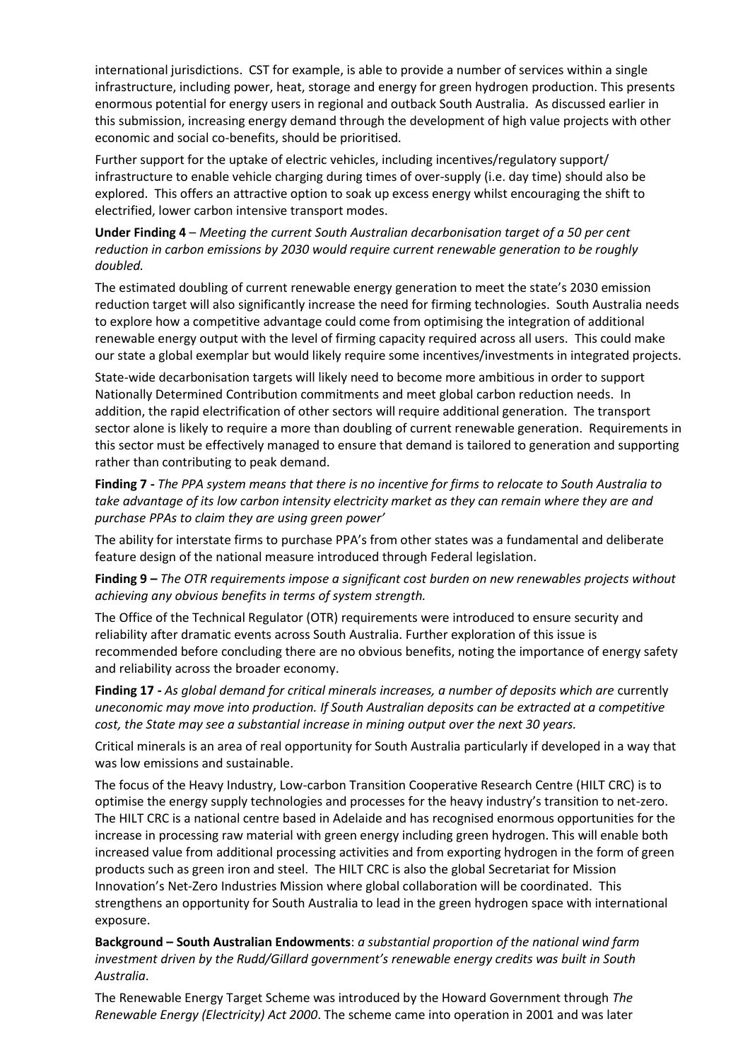international jurisdictions. CST for example, is able to provide a number of services within a single infrastructure, including power, heat, storage and energy for green hydrogen production. This presents enormous potential for energy users in regional and outback South Australia. As discussed earlier in this submission, increasing energy demand through the development of high value projects with other economic and social co-benefits, should be prioritised.

Further support for the uptake of electric vehicles, including incentives/regulatory support/ infrastructure to enable vehicle charging during times of over-supply (i.e. day time) should also be explored. This offers an attractive option to soak up excess energy whilst encouraging the shift to electrified, lower carbon intensive transport modes.

**Under Finding 4** – *Meeting the current South Australian decarbonisation target of a 50 per cent reduction in carbon emissions by 2030 would require current renewable generation to be roughly doubled.*

The estimated doubling of current renewable energy generation to meet the state's 2030 emission reduction target will also significantly increase the need for firming technologies. South Australia needs to explore how a competitive advantage could come from optimising the integration of additional renewable energy output with the level of firming capacity required across all users. This could make our state a global exemplar but would likely require some incentives/investments in integrated projects.

State-wide decarbonisation targets will likely need to become more ambitious in order to support Nationally Determined Contribution commitments and meet global carbon reduction needs. In addition, the rapid electrification of other sectors will require additional generation. The transport sector alone is likely to require a more than doubling of current renewable generation. Requirements in this sector must be effectively managed to ensure that demand is tailored to generation and supporting rather than contributing to peak demand.

**Finding 7 -** *The PPA system means that there is no incentive for firms to relocate to South Australia to take advantage of its low carbon intensity electricity market as they can remain where they are and purchase PPAs to claim they are using green power'*

The ability for interstate firms to purchase PPA's from other states was a fundamental and deliberate feature design of the national measure introduced through Federal legislation.

**Finding 9 –** *The OTR requirements impose a significant cost burden on new renewables projects without achieving any obvious benefits in terms of system strength.*

The Office of the Technical Regulator (OTR) requirements were introduced to ensure security and reliability after dramatic events across South Australia. Further exploration of this issue is recommended before concluding there are no obvious benefits, noting the importance of energy safety and reliability across the broader economy.

**Finding 17 -** *As global demand for critical minerals increases, a number of deposits which are* currently *uneconomic may move into production. If South Australian deposits can be extracted at a competitive cost, the State may see a substantial increase in mining output over the next 30 years.*

Critical minerals is an area of real opportunity for South Australia particularly if developed in a way that was low emissions and sustainable.

The focus of the Heavy Industry, Low-carbon Transition Cooperative Research Centre (HILT CRC) is to optimise the energy supply technologies and processes for the heavy industry's transition to net-zero. The HILT CRC is a national centre based in Adelaide and has recognised enormous opportunities for the increase in processing raw material with green energy including green hydrogen. This will enable both increased value from additional processing activities and from exporting hydrogen in the form of green products such as green iron and steel. The HILT CRC is also the global Secretariat for Mission Innovation's Net-Zero Industries Mission where global collaboration will be coordinated. This strengthens an opportunity for South Australia to lead in the green hydrogen space with international exposure.

**Background – South Australian Endowments**: *a substantial proportion of the national wind farm investment driven by the Rudd/Gillard government's renewable energy credits was built in South Australia.*

The Renewable Energy Target Scheme was introduced by the Howard Government through *The Renewable Energy (Electricity) Act 2000*. The scheme came into operation in 2001 and was later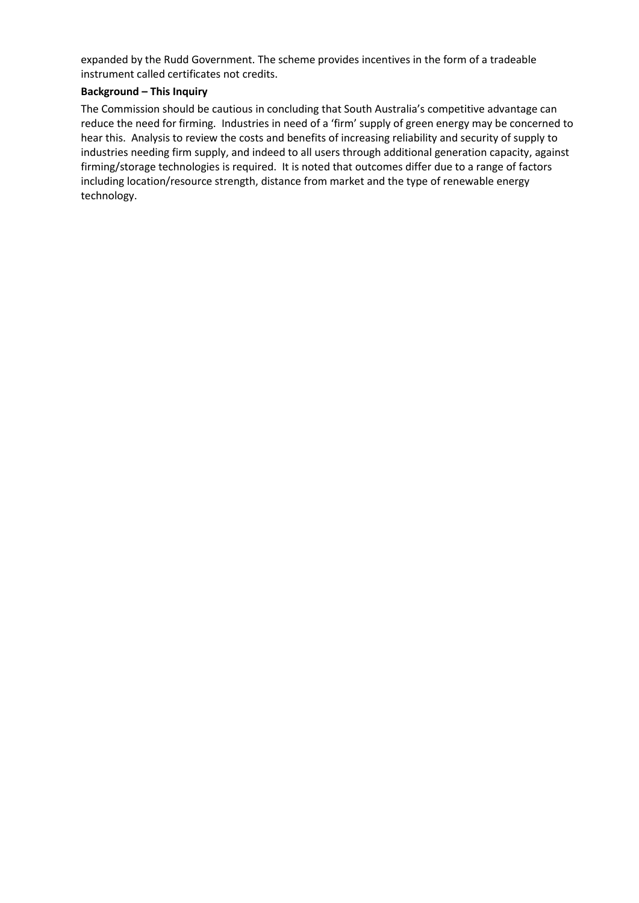expanded by the Rudd Government. The scheme provides incentives in the form of a tradeable instrument called certificates not credits.

**Background – This Inquiry**

The Commission should be cautious in concluding that South Australia's competitive advantage can reduce the need for firming. Industries in need of a 'firm' supply of green energy may be concerned to hear this. Analysis to review the costs and benefits of increasing reliability and security of supply to industries needing firm supply, and indeed to all users through additional generation capacity, against firming/storage technologies is required. It is noted that outcomes differ due to a range of factors including location/resource strength, distance from market and the type of renewable energy technology.